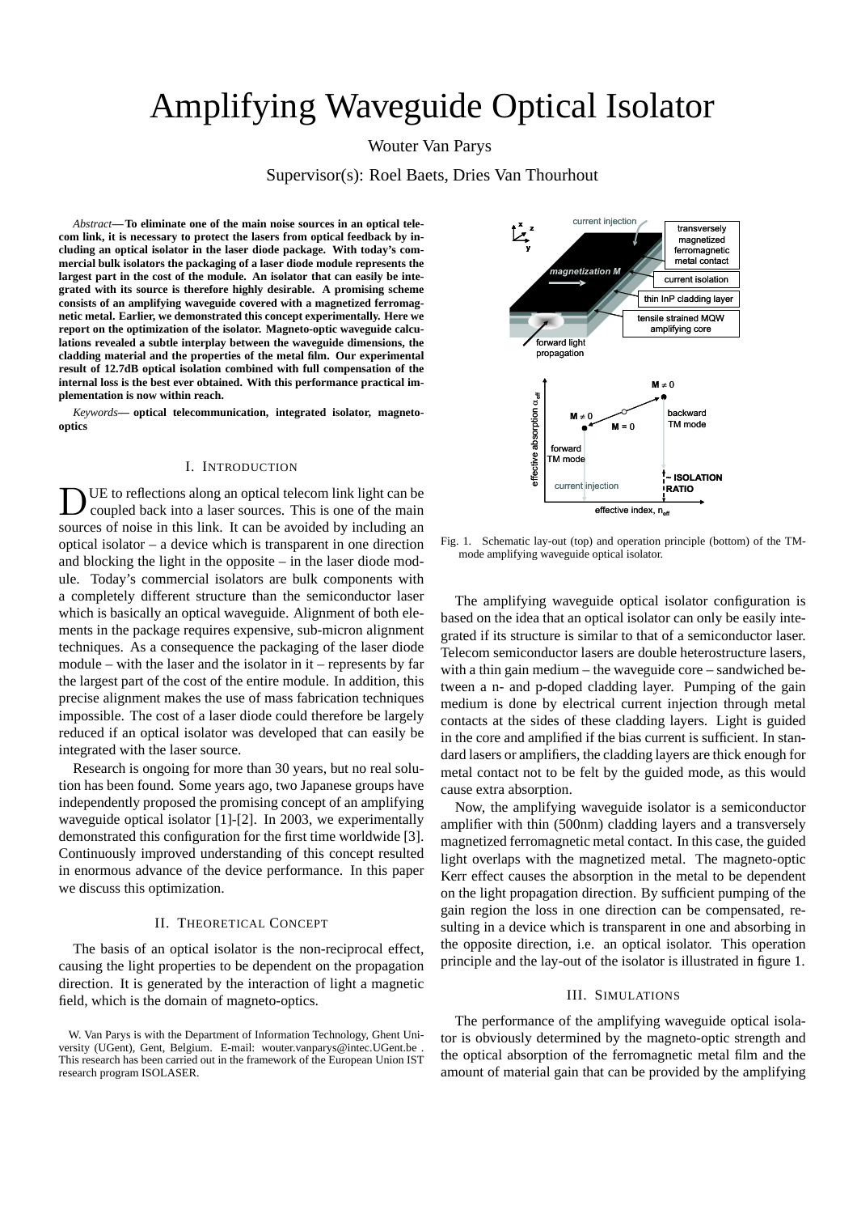# Amplifying Waveguide Optical Isolator

Wouter Van Parys

Supervisor(s): Roel Baets, Dries Van Thourhout

*Abstract*— **To eliminate one of the main noise sources in an optical telecom link, it is necessary to protect the lasers from optical feedback by including an optical isolator in the laser diode package. With today's commercial bulk isolators the packaging of a laser diode module represents the largest part in the cost of the module. An isolator that can easily be integrated with its source is therefore highly desirable. A promising scheme consists of an amplifying waveguide covered with a magnetized ferromagnetic metal. Earlier, we demonstrated this concept experimentally. Here we report on the optimization of the isolator. Magneto-optic waveguide calculations revealed a subtle interplay between the waveguide dimensions, the cladding material and the properties of the metal film. Our experimental result of 12.7dB optical isolation combined with full compensation of the internal loss is the best ever obtained. With this performance practical implementation is now within reach.**

*Keywords*— **optical telecommunication, integrated isolator, magneto-optics**

## I. Introduction

DUE to reflections along an optical telecom link light can be coupled back into a laser sources. This is one of the main sources of noise in this link. It can be avoided by including an optical isolator – a device which is transparent in one direction and blocking the light in the opposite – in the laser diode module. Today's commercial isolators are bulk components with a completely different structure than the semiconductor laser which is basically an optical waveguide. Alignment of both elements in the package requires expensive, sub-micron alignment techniques. As a consequence the packaging of the laser diode module – with the laser and the isolator in it – represents by far the largest part of the cost of the entire module. In addition, this precise alignment makes the use of mass fabrication techniques impossible. The cost of a laser diode could therefore be largely reduced if an optical isolator was developed that can easily be integrated with the laser source.

Research is ongoing for more than 30 years, but no real solution has been found. Some years ago, two Japanese groups have independently proposed the promising concept of an amplifying waveguide optical isolator [1]-[2]. In 2003, we experimentally demonstrated this configuration for the first time worldwide [3]. Continuously improved understanding of this concept resulted in enormous advance of the device performance. In this paper we discuss this optimization.

## II. Theoretical Concept

The basis of an optical isolator is the non-reciprocal effect, causing the light properties to be dependent on the propagation direction. It is generated by the interaction of light a magnetic field, which is the domain of magneto-optics.

W. Van Parys is with the Department of Information Technology, Ghent University (UGent), Gent, Belgium. E-mail: wouter.vanparys@intec.UGent.be . This research has been carried out in the framework of the European Union IST research program ISOLASER.

Fig. 1. Schematic lay-out (top) and operation principle (bottom) of the TM-mode amplifying waveguide optical isolator.

The amplifying waveguide optical isolator configuration is based on the idea that an optical isolator can only be easily integrated if its structure is similar to that of a semiconductor laser. Telecom semiconductor lasers are double heterostructure lasers, with a thin gain medium – the waveguide core – sandwiched between a n- and p-doped cladding layer. Pumping of the gain medium is done by electrical current injection through metal contacts at the sides of these cladding layers. Light is guided in the core and amplified if the bias current is sufficient. In standard lasers or amplifiers, the cladding layers are thick enough for metal contact not to be felt by the guided mode, as this would cause extra absorption.

Now, the amplifying waveguide isolator is a semiconductor amplifier with thin (500nm) cladding layers and a transversely magnetized ferromagnetic metal contact. In this case, the guided light overlaps with the magnetized metal. The magneto-optic Kerr effect causes the absorption in the metal to be dependent on the light propagation direction. By sufficient pumping of the gain region the loss in one direction can be compensated, resulting in a device which is transparent in one and absorbing in the opposite direction, i.e. an optical isolator. This operation principle and the lay-out of the isolator is illustrated in figure 1.

## III. Simulations

The performance of the amplifying waveguide optical isolator is obviously determined by the magneto-optic strength and the optical absorption of the ferromagnetic metal film and the amount of material gain that can be provided by the amplifying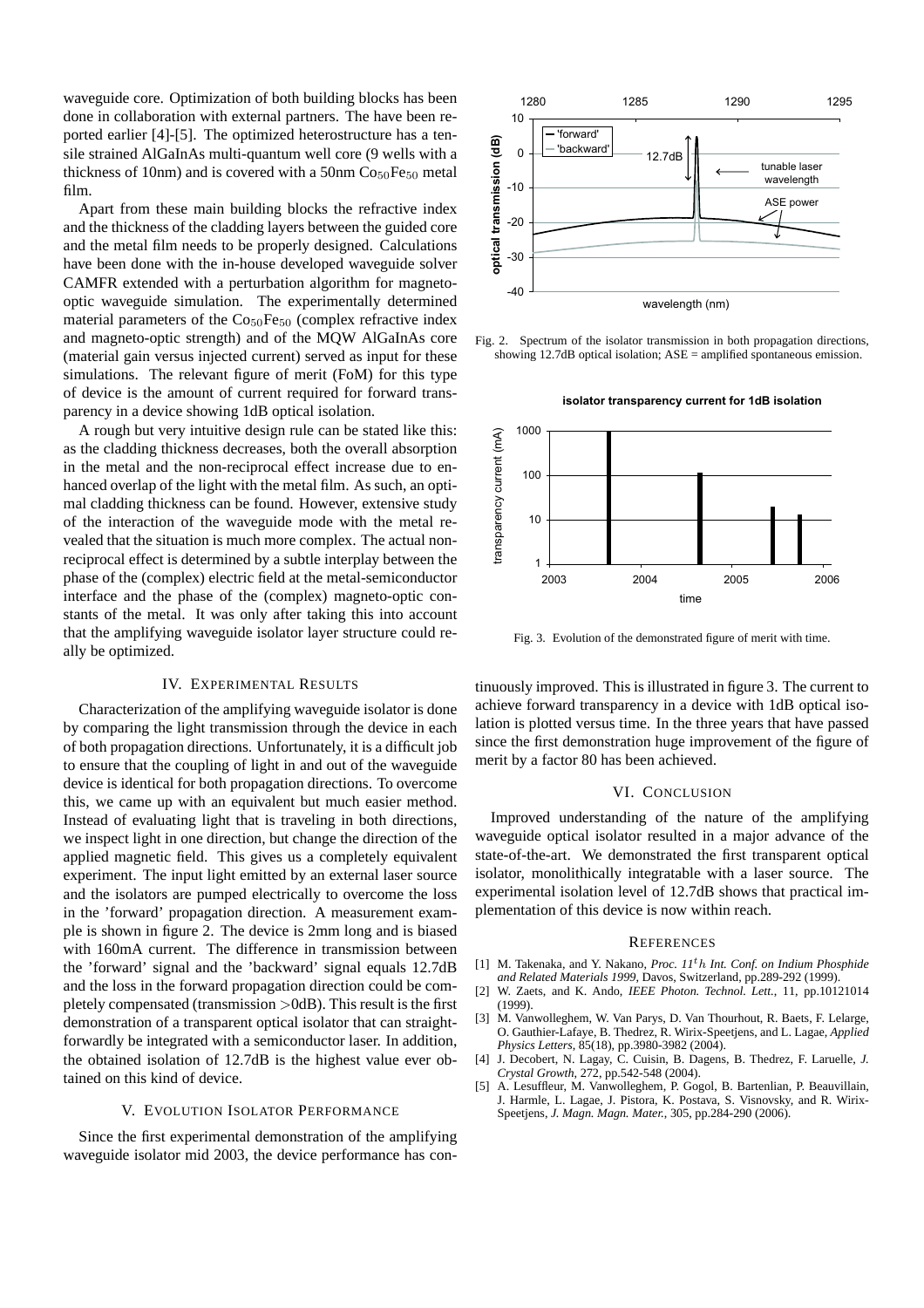waveguide core. Optimization of both building blocks has been done in collaboration with external partners. The have been reported earlier [4]-[5]. The optimized heterostructure has a tensile strained AlGaInAs multi-quantum well core (9 wells with a thickness of 10nm) and is covered with a 50nm $Co_{50}Fe_{50}$ metal film.

Apart from these main building blocks the refractive index and the thickness of the cladding layers between the guided core and the metal film needs to be properly designed. Calculations have been done with the in-house developed waveguide solver CAMFR extended with a perturbation algorithm for magneto-optic waveguide simulation. The experimentally determined material parameters of the $Co_{50}Fe_{50}$ (complex refractive index and magneto-optic strength) and of the MQW AlGaInAs core (material gain versus injected current) served as input for these simulations. The relevant figure of merit (FoM) for this type of device is the amount of current required for forward transparency in a device showing 1dB optical isolation.

A rough but very intuitive design rule can be stated like this: as the cladding thickness decreases, both the overall absorption in the metal and the non-reciprocal effect increase due to enhanced overlap of the light with the metal film. As such, an optimal cladding thickness can be found. However, extensive study of the interaction of the waveguide mode with the metal revealed that the situation is much more complex. The actual non-reciprocal effect is determined by a subtle interplay between the phase of the (complex) electric field at the metal-semiconductor interface and the phase of the (complex) magneto-optic constants of the metal. It was only after taking this into account that the amplifying waveguide isolator layer structure could really be optimized.

## IV. Experimental Results

Characterization of the amplifying waveguide isolator is done by comparing the light transmission through the device in each of both propagation directions. Unfortunately, it is a difficult job to ensure that the coupling of light in and out of the waveguide device is identical for both propagation directions. To overcome this, we came up with an equivalent but much easier method. Instead of evaluating light that is traveling in both directions, we inspect light in one direction, but change the direction of the applied magnetic field. This gives us a completely equivalent experiment. The input light emitted by an external laser source and the isolators are pumped electrically to overcome the loss in the 'forward' propagation direction. A measurement example is shown in figure 2. The device is 2mm long and is biased with 160mA current. The difference in transmission between the 'forward' signal and the 'backward' signal equals 12.7dB and the loss in the forward propagation direction could be completely compensated (transmission >0dB). This result is the first demonstration of a transparent optical isolator that can straightforwardly be integrated with a semiconductor laser. In addition, the obtained isolation of 12.7dB is the highest value ever obtained on this kind of device.

## V. Evolution Isolator Performance

Since the first experimental demonstration of the amplifying waveguide isolator mid 2003, the device performance has continuously improved. This is illustrated in figure 3. The current to achieve forward transparency in a device with 1dB optical isolation is plotted versus time. In the three years that have passed since the first demonstration huge improvement of the figure of merit by a factor 80 has been achieved.

1280 1285 1290 1295
optical transmision (dB)
10 0 -10 -20 -30 -40
'forward'
'backward'
12.7dB
tunable laser wavelength
ASE power
wavelength (nm)

Fig. 2. Spectrum of the isolator transmission in both propagation directions, showing 12.7dB optical isolation; ASE = amplified spontaneous emission.

isolator transparency current for 1dB isolation
transparency current (mA)
1000 100 10 1
2003 2004 2005 2006
time

Fig. 3. Evolution of the demonstrated figure of merit with time.

## VI. Conclusion

Improved understanding of the nature of the amplifying waveguide optical isolator resulted in a major advance of the state-of-the-art. We demonstrated the first transparent optical isolator, monolithically integratable with a laser source. The experimental isolation level of 12.7dB shows that practical implementation of this device is now within reach.

## References

[1] M. Takenaka, and Y. Nakano, *Proc. 11$^{t}h$ Int. Conf. on Indium Phosphide and Related Materials 1999*, Davos, Switzerland, pp.289-292 (1999).

[2] W. Zaets, and K. Ando, *IEEE Photon. Technol. Lett.*, 11, pp.10121014 (1999).

[3] M. Vanwolleghem, W. Van Parys, D. Van Thourhout, R. Baets, F. Lelarge, O. Gauthier-Lafaye, B. Thedrez, R. Wirix-Speetjens, and L. Lagae, *Applied Physics Letters*, 85(18), pp.3980-3982 (2004).

[4] J. Decobert, N. Lagay, C. Cuisin, B. Dagens, B. Thedrez, F. Laruelle, *J. Crystal Growth*, 272, pp.542-548 (2004).

[5] A. Lesuffleur, M. Vanwolleghem, P. Gogol, B. Bartenlian, P. Beauvillain, J. Harmle, L. Lagae, J. Pistora, K. Postava, S. Visnovsky, and R. Wirix-Speetjens, *J. Magn. Magn. Mater.*, 305, pp.284-290 (2006).